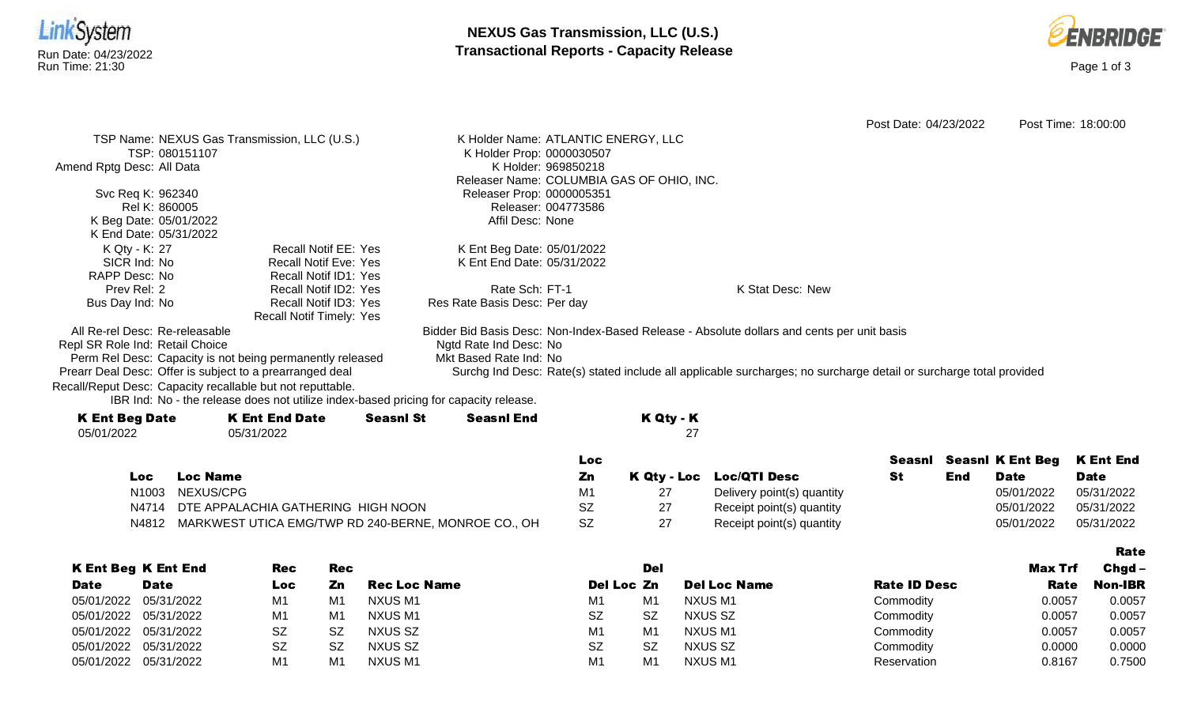# NEXUS Gas Transmission, LLC (U.S.)
## Transactional Reports - Capacity Release

Run Date: 04/23/2022
Run Time: 21:30

Post Date: 04/23/2022    Post Time: 18:00:00

TSP Name: NEXUS Gas Transmission, LLC (U.S.)
TSP: 080151107
Amend Rptg Desc: All Data

K Holder Name: ATLANTIC ENERGY, LLC
K Holder Prop: 0000030507
K Holder: 969850218
Releaser Name: COLUMBIA GAS OF OHIO, INC.
Releaser Prop: 0000005351
Releaser: 004773586
Affil Desc: None

Svc Req K: 962340
Rel K: 860005
K Beg Date: 05/01/2022
K End Date: 05/31/2022
K Qty - K: 27
SICR Ind: No
RAPP Desc: No
Prev Rel: 2
Bus Day Ind: No

Recall Notif EE: Yes
Recall Notif Eve: Yes
Recall Notif ID1: Yes
Recall Notif ID2: Yes
Recall Notif ID3: Yes
Recall Notif Timely: Yes

K Ent Beg Date: 05/01/2022
K Ent End Date: 05/31/2022

Rate Sch: FT-1
Res Rate Basis Desc: Per day

K Stat Desc: New

All Re-rel Desc: Re-releasable
Repl SR Role Ind: Retail Choice
Perm Rel Desc: Capacity is not being permanently released
Prearr Deal Desc: Offer is subject to a prearranged deal
Recall/Reput Desc: Capacity recallable but not reputtable.
IBR Ind: No - the release does not utilize index-based pricing for capacity release.

Bidder Bid Basis Desc: Non-Index-Based Release - Absolute dollars and cents per unit basis
Ngtd Rate Ind Desc: No
Mkt Based Rate Ind: No
Surchg Ind Desc: Rate(s) stated include all applicable surcharges; no surcharge detail or surcharge total provided

| K Ent Beg Date | K Ent End Date | Seasnl St | Seasnl End | K Qty - K |
|---|---|---|---|---|
| 05/01/2022 | 05/31/2022 | | | 27 |

| Loc | Loc Name | Loc Zn | K Qty - Loc | Loc/QTI Desc | Seasnl St | Seasnl End | K Ent Beg Date | K Ent End Date |
|---|---|---|---|---|---|---|---|---|
| N1003 | NEXUS/CPG | M1 | 27 | Delivery point(s) quantity | | | 05/01/2022 | 05/31/2022 |
| N4714 | DTE APPALACHIA GATHERING HIGH NOON | SZ | 27 | Receipt point(s) quantity | | | 05/01/2022 | 05/31/2022 |
| N4812 | MARKWEST UTICA EMG/TWP RD 240-BERNE, MONROE CO., OH | SZ | 27 | Receipt point(s) quantity | | | 05/01/2022 | 05/31/2022 |

| K Ent Beg Date | K Ent End Date | Rec Loc | Rec Zn | Rec Loc Name | Del Loc | Del Zn | Del Loc Name | Rate ID Desc | Max Trf Rate | Rate Chgd – Non-IBR |
|---|---|---|---|---|---|---|---|---|---|---|
| 05/01/2022 | 05/31/2022 | M1 | M1 | NXUS M1 | M1 | M1 | NXUS M1 | Commodity | 0.0057 | 0.0057 |
| 05/01/2022 | 05/31/2022 | M1 | M1 | NXUS M1 | SZ | SZ | NXUS SZ | Commodity | 0.0057 | 0.0057 |
| 05/01/2022 | 05/31/2022 | SZ | SZ | NXUS SZ | M1 | M1 | NXUS M1 | Commodity | 0.0057 | 0.0057 |
| 05/01/2022 | 05/31/2022 | SZ | SZ | NXUS SZ | SZ | SZ | NXUS SZ | Commodity | 0.0000 | 0.0000 |
| 05/01/2022 | 05/31/2022 | M1 | M1 | NXUS M1 | M1 | M1 | NXUS M1 | Reservation | 0.8167 | 0.7500 |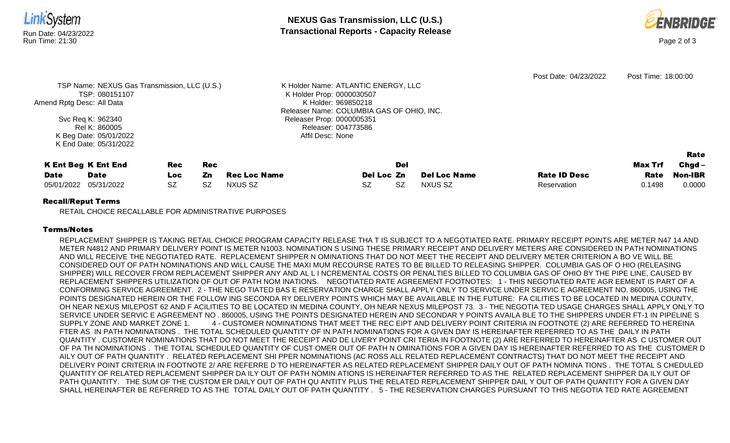Post Date: 04/23/2022 Post Time: 18:00:00

TSP Name: NEXUS Gas Transmission, LLC (U.S.)
TSP: 080151107
Amend Rptg Desc: All Data

Svc Req K: 962340
Rel K: 860005
K Beg Date: 05/01/2022
K End Date: 05/31/2022

K Holder Name: ATLANTIC ENERGY, LLC
K Holder Prop: 0000030507
K Holder: 969850218
Releaser Name: COLUMBIA GAS OF OHIO, INC.
Releaser Prop: 0000005351
Releaser: 004773586
Affil Desc: None

| K Ent Beg Date | K Ent End Date | Rec Loc | Rec Zn | Rec Loc Name | Del Loc | Del Zn | Del Loc Name | Rate ID Desc | Max Trf Rate | Rate Chgd – Non-IBR |
|---|---|---|---|---|---|---|---|---|---|---|
| 05/01/2022 | 05/31/2022 | SZ | SZ | NXUS SZ | SZ | SZ | NXUS SZ | Reservation | 0.1498 | 0.0000 |

### Recall/Reput Terms

RETAIL CHOICE RECALLABLE FOR ADMINISTRATIVE PURPOSES

### Terms/Notes

REPLACEMENT SHIPPER IS TAKING RETAIL CHOICE PROGRAM CAPACITY RELEASE THA T IS SUBJECT TO A NEGOTIATED RATE. PRIMARY RECEIPT POINTS ARE METER N47 14 AND METER N4812 AND PRIMARY DELIVERY POINT IS METER N1003. NOMINATION S USING THESE PRIMARY RECEIPT AND DELIVERY METERS ARE CONSIDERED IN PATH NOMINATIONS AND WILL RECEIVE THE NEGOTIATED RATE. REPLACEMENT SHIPPER N OMINATIONS THAT DO NOT MEET THE RECEIPT AND DELIVERY METER CRITERION A BO VE WILL BE CONSIDERED OUT OF PATH NOMINATIONS AND WILL CAUSE THE MAXI MUM RECOURSE RATES TO BE BILLED TO RELEASING SHIPPER. COLUMBIA GAS OF O HIO (RELEASING SHIPPER) WILL RECOVER FROM REPLACEMENT SHIPPER ANY AND AL L I NCREMENTAL COSTS OR PENALTIES BILLED TO COLUMBIA GAS OF OHIO BY THE PIPE LINE, CAUSED BY REPLACEMENT SHIPPERS UTILIZATION OF OUT OF PATH NOM INATIONS. NEGOTIATED RATE AGREEMENT FOOTNOTES: 1 - THIS NEGOTIATED RATE AGR EEMENT IS PART OF A CONFORMING SERVICE AGREEMENT. 2 - THE NEGO TIATED BAS E RESERVATION CHARGE SHALL APPLY ONLY TO SERVICE UNDER SERVIC E AGREEMENT NO. 860005, USING THE POINTS DESIGNATED HEREIN OR THE FOLLOW ING SECONDA RY DELIVERY POINTS WHICH MAY BE AVAILABLE IN THE FUTURE: FA CILITIES TO BE LOCATED IN MEDINA COUNTY, OH NEAR NEXUS MILEPOST 62 AND F ACILITIES TO BE LOCATED IN MEDINA COUNTY, OH NEAR NEXUS MILEPOST 73. 3 - THE NEGOTIA TED USAGE CHARGES SHALL APPLY ONLY TO SERVICE UNDER SERVIC E AGREEMENT NO . 860005, USING THE POINTS DESIGNATED HEREIN AND SECONDAR Y POINTS AVAILA BLE TO THE SHIPPERS UNDER FT-1 IN PIPELINE S SUPPLY ZONE AND MARKET ZONE 1. 4 - CUSTOMER NOMINATIONS THAT MEET THE REC EIPT AND DELIVERY POINT CRITERIA IN FOOTNOTE (2) ARE REFERRED TO HEREINA FTER AS IN PATH NOMINATIONS . THE TOTAL SCHEDULED QUANTITY OF IN PATH NOMINATIONS FOR A GIVEN DAY IS HEREINAFTER REFERRED TO AS THE DAILY IN PATH QUANTITY . CUSTOMER NOMINATIONS THAT DO NOT MEET THE RECEIPT AND DE LIVERY POINT CRI TERIA IN FOOTNOTE (2) ARE REFERRED TO HEREINAFTER AS C USTOMER OUT OF PA TH NOMINATIONS . THE TOTAL SCHEDULED QUANTITY OF CUST OMER OUT OF PATH N OMINATIONS FOR A GIVEN DAY IS HEREINAFTER REFERRED TO AS THE CUSTOMER D AILY OUT OF PATH QUANTITY . RELATED REPLACEMENT SHI PPER NOMINATIONS (AC ROSS ALL RELATED REPLACEMENT CONTRACTS) THAT DO NOT MEET THE RECEIPT AND DELIVERY POINT CRITERIA IN FOOTNOTE 2/ ARE REFERRE D TO HEREINAFTER AS RELATED REPLACEMENT SHIPPER DAILY OUT OF PATH NOMINA TIONS . THE TOTAL S CHEDULED QUANTITY OF RELATED REPLACEMENT SHIPPER DA ILY OUT OF PATH NOMIN ATIONS IS HEREINAFTER REFERRED TO AS THE RELATED REPLACEMENT SHIPPER DA ILY OUT OF PATH QUANTITY. THE SUM OF THE CUSTOM ER DAILY OUT OF PATH QU ANTITY PLUS THE RELATED REPLACEMENT SHIPPER DAIL Y OUT OF PATH QUANTITY FOR A GIVEN DAY SHALL HEREINAFTER BE REFERRED TO AS THE TOTAL DAILY OUT OF PATH QUANTITY . 5 - THE RESERVATION CHARGES PURSUANT TO THIS NEGOTIA TED RATE AGREEMENT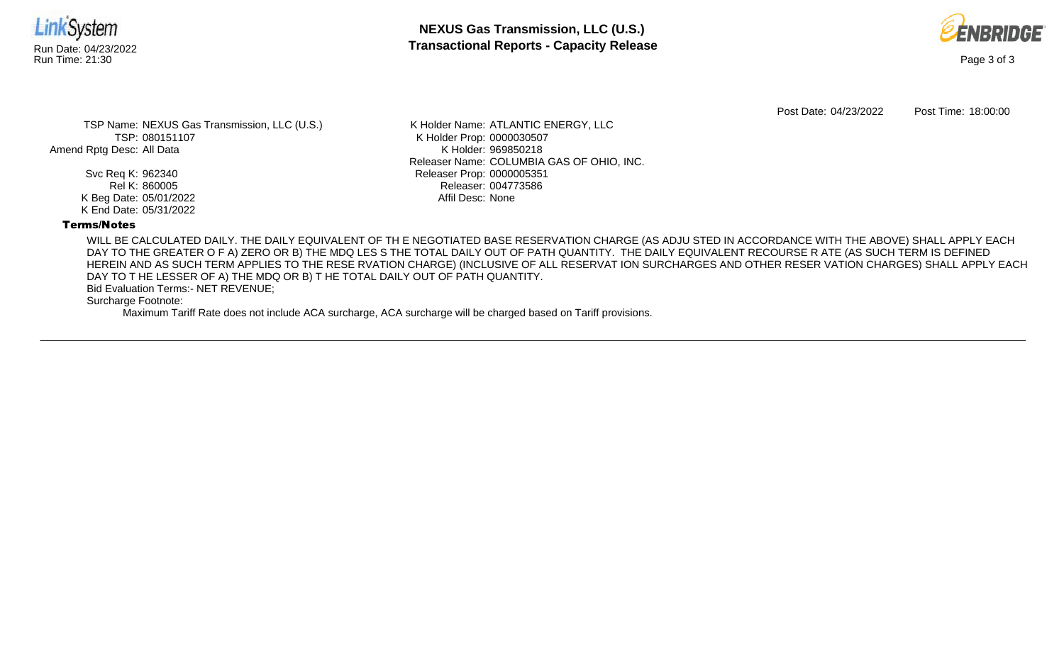Post Date: 04/23/2022 Post Time: 18:00:00

TSP Name: NEXUS Gas Transmission, LLC (U.S.)
TSP: 080151107
Amend Rptg Desc: All Data

Svc Req K: 962340
Rel K: 860005
K Beg Date: 05/01/2022
K End Date: 05/31/2022

K Holder Name: ATLANTIC ENERGY, LLC
K Holder Prop: 0000030507
K Holder: 969850218
Releaser Name: COLUMBIA GAS OF OHIO, INC.
Releaser Prop: 0000005351
Releaser: 004773586
Affil Desc: None

**Terms/Notes**

WILL BE CALCULATED DAILY. THE DAILY EQUIVALENT OF TH E NEGOTIATED BASE RESERVATION CHARGE (AS ADJU STED IN ACCORDANCE WITH THE ABOVE) SHALL APPLY EACH DAY TO THE GREATER O F A) ZERO OR B) THE MDQ LES S THE TOTAL DAILY OUT OF PATH QUANTITY. THE DAILY EQUIVALENT RECOURSE R ATE (AS SUCH TERM IS DEFINED HEREIN AND AS SUCH TERM APPLIES TO THE RESE RVATION CHARGE) (INCLUSIVE OF ALL RESERVAT ION SURCHARGES AND OTHER RESER VATION CHARGES) SHALL APPLY EACH DAY TO T HE LESSER OF A) THE MDQ OR B) T HE TOTAL DAILY OUT OF PATH QUANTITY.

Bid Evaluation Terms:- NET REVENUE;

Surcharge Footnote:

Maximum Tariff Rate does not include ACA surcharge, ACA surcharge will be charged based on Tariff provisions.